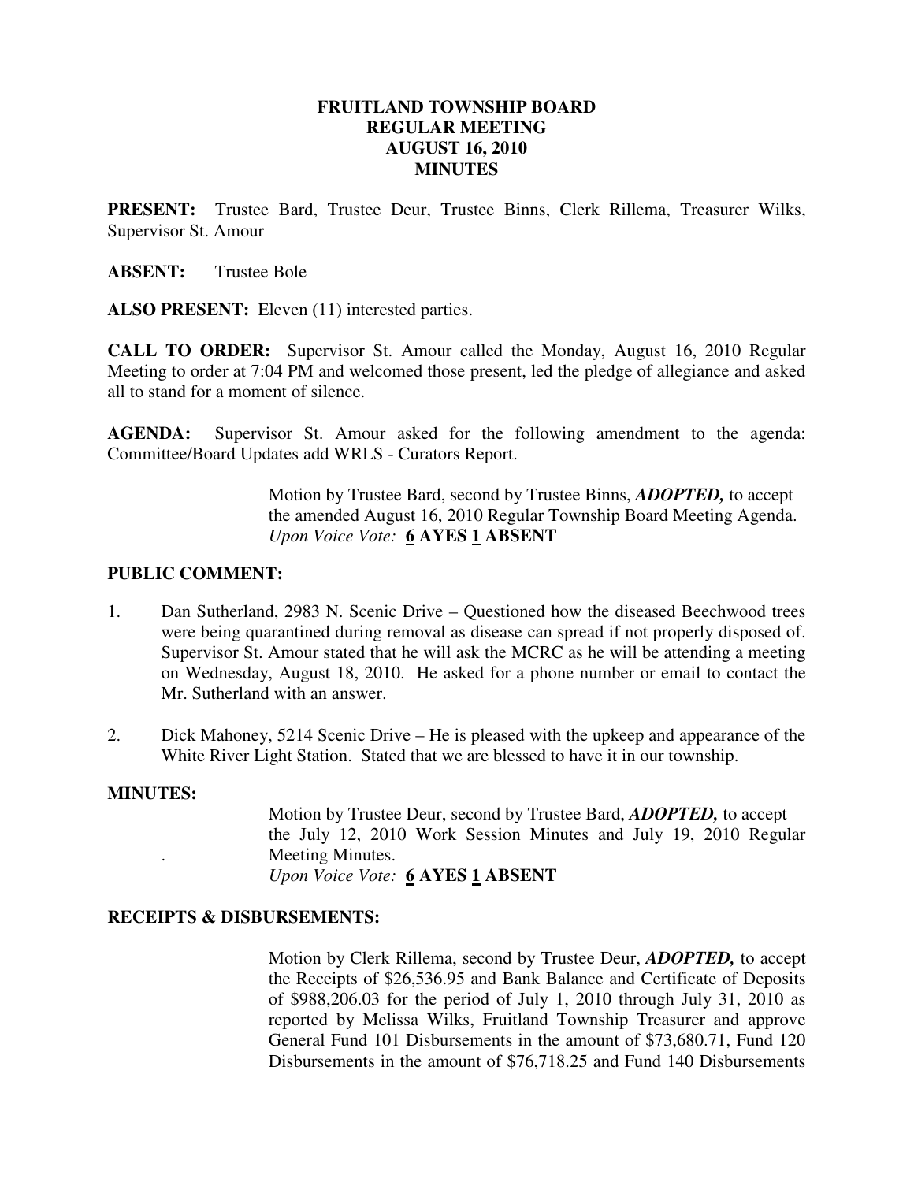# FRUITLAND TOWNSHIP BOARD
# REGULAR MEETING
# AUGUST 16, 2010
# MINUTES

**PRESENT:** Trustee Bard, Trustee Deur, Trustee Binns, Clerk Rillema, Treasurer Wilks, Supervisor St. Amour

**ABSENT:** Trustee Bole

**ALSO PRESENT:** Eleven (11) interested parties.

**CALL TO ORDER:** Supervisor St. Amour called the Monday, August 16, 2010 Regular Meeting to order at 7:04 PM and welcomed those present, led the pledge of allegiance and asked all to stand for a moment of silence.

**AGENDA:** Supervisor St. Amour asked for the following amendment to the agenda: Committee/Board Updates add WRLS - Curators Report.

> Motion by Trustee Bard, second by Trustee Binns, ***ADOPTED,*** to accept the amended August 16, 2010 Regular Township Board Meeting Agenda.
> *Upon Voice Vote:* **6 AYES 1 ABSENT**

**PUBLIC COMMENT:**

1. Dan Sutherland, 2983 N. Scenic Drive – Questioned how the diseased Beechwood trees were being quarantined during removal as disease can spread if not properly disposed of. Supervisor St. Amour stated that he will ask the MCRC as he will be attending a meeting on Wednesday, August 18, 2010. He asked for a phone number or email to contact the Mr. Sutherland with an answer.

2. Dick Mahoney, 5214 Scenic Drive – He is pleased with the upkeep and appearance of the White River Light Station. Stated that we are blessed to have it in our township.

**MINUTES:**

> Motion by Trustee Deur, second by Trustee Bard, ***ADOPTED,*** to accept the July 12, 2010 Work Session Minutes and July 19, 2010 Regular Meeting Minutes.
> *Upon Voice Vote:* **6 AYES 1 ABSENT**

**RECEIPTS & DISBURSEMENTS:**

> Motion by Clerk Rillema, second by Trustee Deur, ***ADOPTED,*** to accept the Receipts of $26,536.95 and Bank Balance and Certificate of Deposits of $988,206.03 for the period of July 1, 2010 through July 31, 2010 as reported by Melissa Wilks, Fruitland Township Treasurer and approve General Fund 101 Disbursements in the amount of $73,680.71, Fund 120 Disbursements in the amount of $76,718.25 and Fund 140 Disbursements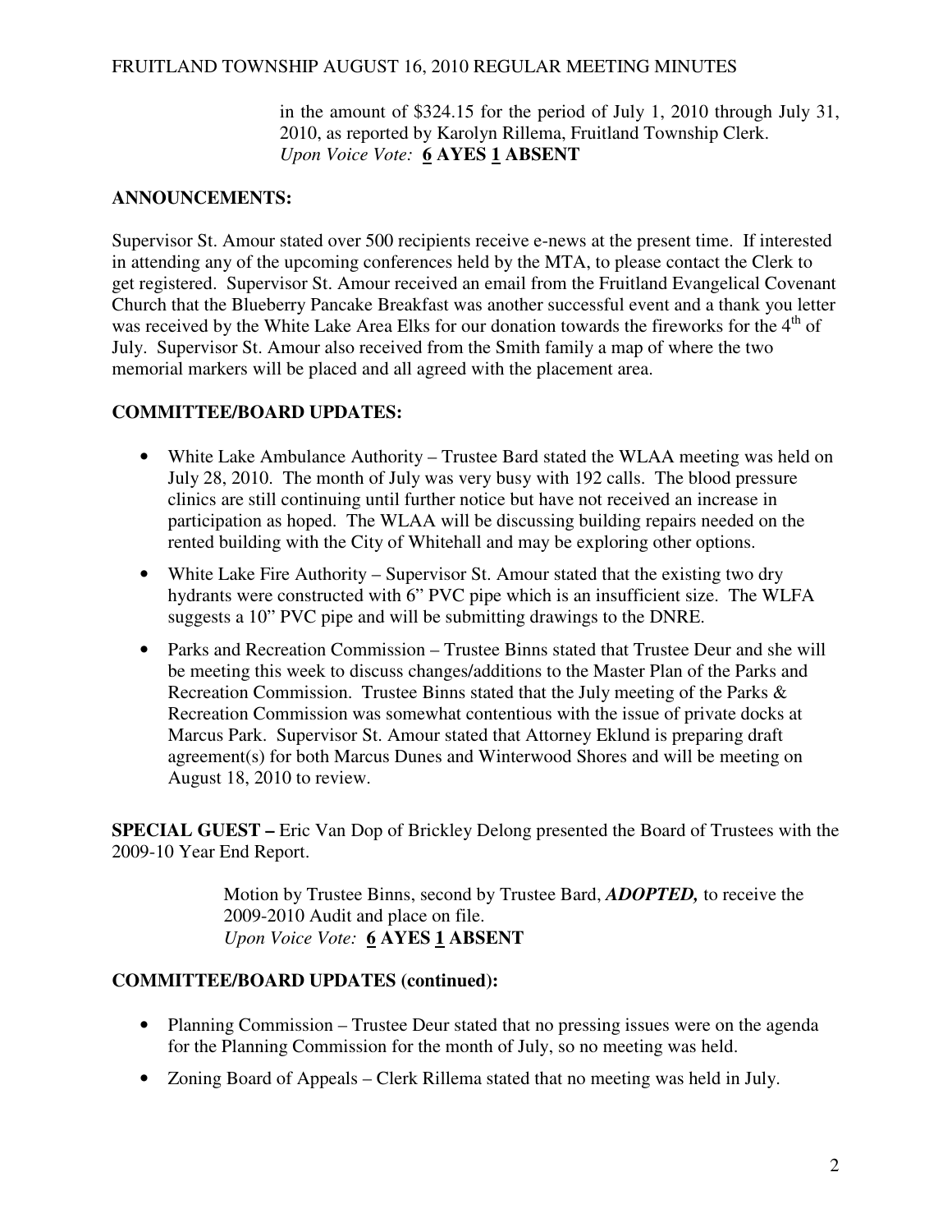in the amount of $324.15 for the period of July 1, 2010 through July 31, 2010, as reported by Karolyn Rillema, Fruitland Township Clerk.
*Upon Voice Vote:* **6 AYES 1 ABSENT**

## ANNOUNCEMENTS:

Supervisor St. Amour stated over 500 recipients receive e-news at the present time. If interested in attending any of the upcoming conferences held by the MTA, to please contact the Clerk to get registered. Supervisor St. Amour received an email from the Fruitland Evangelical Covenant Church that the Blueberry Pancake Breakfast was another successful event and a thank you letter was received by the White Lake Area Elks for our donation towards the fireworks for the 4th of July. Supervisor St. Amour also received from the Smith family a map of where the two memorial markers will be placed and all agreed with the placement area.

## COMMITTEE/BOARD UPDATES:

- White Lake Ambulance Authority – Trustee Bard stated the WLAA meeting was held on July 28, 2010. The month of July was very busy with 192 calls. The blood pressure clinics are still continuing until further notice but have not received an increase in participation as hoped. The WLAA will be discussing building repairs needed on the rented building with the City of Whitehall and may be exploring other options.
- White Lake Fire Authority – Supervisor St. Amour stated that the existing two dry hydrants were constructed with 6" PVC pipe which is an insufficient size. The WLFA suggests a 10" PVC pipe and will be submitting drawings to the DNRE.
- Parks and Recreation Commission – Trustee Binns stated that Trustee Deur and she will be meeting this week to discuss changes/additions to the Master Plan of the Parks and Recreation Commission. Trustee Binns stated that the July meeting of the Parks & Recreation Commission was somewhat contentious with the issue of private docks at Marcus Park. Supervisor St. Amour stated that Attorney Eklund is preparing draft agreement(s) for both Marcus Dunes and Winterwood Shores and will be meeting on August 18, 2010 to review.

**SPECIAL GUEST –** Eric Van Dop of Brickley Delong presented the Board of Trustees with the 2009-10 Year End Report.

Motion by Trustee Binns, second by Trustee Bard, ***ADOPTED,*** to receive the 2009-2010 Audit and place on file.
*Upon Voice Vote:* **6 AYES 1 ABSENT**

## COMMITTEE/BOARD UPDATES (continued):

- Planning Commission – Trustee Deur stated that no pressing issues were on the agenda for the Planning Commission for the month of July, so no meeting was held.
- Zoning Board of Appeals – Clerk Rillema stated that no meeting was held in July.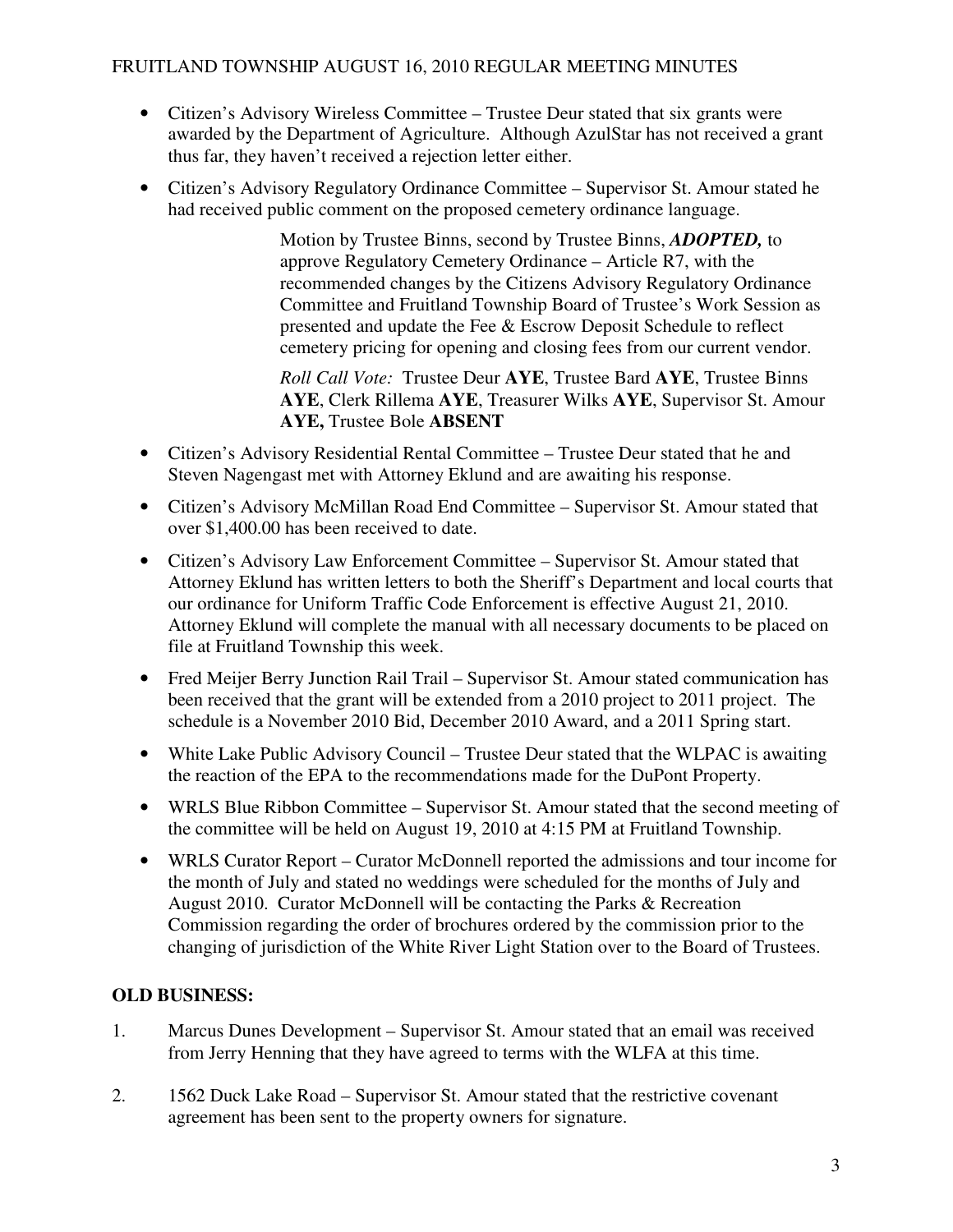- Citizen's Advisory Wireless Committee – Trustee Deur stated that six grants were awarded by the Department of Agriculture. Although AzulStar has not received a grant thus far, they haven't received a rejection letter either.
- Citizen's Advisory Regulatory Ordinance Committee – Supervisor St. Amour stated he had received public comment on the proposed cemetery ordinance language.

  > Motion by Trustee Binns, second by Trustee Binns, ***ADOPTED,*** to approve Regulatory Cemetery Ordinance – Article R7, with the recommended changes by the Citizens Advisory Regulatory Ordinance Committee and Fruitland Township Board of Trustee's Work Session as presented and update the Fee & Escrow Deposit Schedule to reflect cemetery pricing for opening and closing fees from our current vendor.
  >
  > *Roll Call Vote:* Trustee Deur **AYE**, Trustee Bard **AYE**, Trustee Binns **AYE**, Clerk Rillema **AYE**, Treasurer Wilks **AYE**, Supervisor St. Amour **AYE,** Trustee Bole **ABSENT**

- Citizen's Advisory Residential Rental Committee – Trustee Deur stated that he and Steven Nagengast met with Attorney Eklund and are awaiting his response.
- Citizen's Advisory McMillan Road End Committee – Supervisor St. Amour stated that over $1,400.00 has been received to date.
- Citizen's Advisory Law Enforcement Committee – Supervisor St. Amour stated that Attorney Eklund has written letters to both the Sheriff's Department and local courts that our ordinance for Uniform Traffic Code Enforcement is effective August 21, 2010. Attorney Eklund will complete the manual with all necessary documents to be placed on file at Fruitland Township this week.
- Fred Meijer Berry Junction Rail Trail – Supervisor St. Amour stated communication has been received that the grant will be extended from a 2010 project to 2011 project. The schedule is a November 2010 Bid, December 2010 Award, and a 2011 Spring start.
- White Lake Public Advisory Council – Trustee Deur stated that the WLPAC is awaiting the reaction of the EPA to the recommendations made for the DuPont Property.
- WRLS Blue Ribbon Committee – Supervisor St. Amour stated that the second meeting of the committee will be held on August 19, 2010 at 4:15 PM at Fruitland Township.
- WRLS Curator Report – Curator McDonnell reported the admissions and tour income for the month of July and stated no weddings were scheduled for the months of July and August 2010. Curator McDonnell will be contacting the Parks & Recreation Commission regarding the order of brochures ordered by the commission prior to the changing of jurisdiction of the White River Light Station over to the Board of Trustees.

## OLD BUSINESS:

1. Marcus Dunes Development – Supervisor St. Amour stated that an email was received from Jerry Henning that they have agreed to terms with the WLFA at this time.

2. 1562 Duck Lake Road – Supervisor St. Amour stated that the restrictive covenant agreement has been sent to the property owners for signature.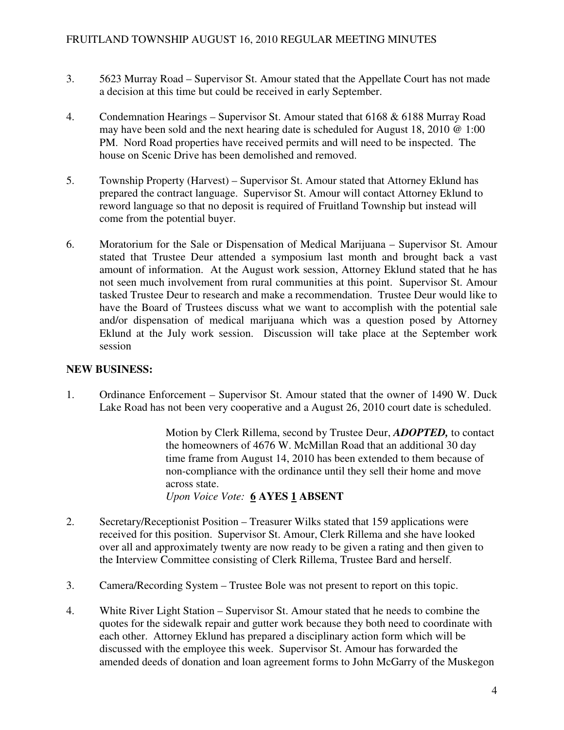3. 5623 Murray Road – Supervisor St. Amour stated that the Appellate Court has not made a decision at this time but could be received in early September.

4. Condemnation Hearings – Supervisor St. Amour stated that 6168 & 6188 Murray Road may have been sold and the next hearing date is scheduled for August 18, 2010 @ 1:00 PM. Nord Road properties have received permits and will need to be inspected. The house on Scenic Drive has been demolished and removed.

5. Township Property (Harvest) – Supervisor St. Amour stated that Attorney Eklund has prepared the contract language. Supervisor St. Amour will contact Attorney Eklund to reword language so that no deposit is required of Fruitland Township but instead will come from the potential buyer.

6. Moratorium for the Sale or Dispensation of Medical Marijuana – Supervisor St. Amour stated that Trustee Deur attended a symposium last month and brought back a vast amount of information. At the August work session, Attorney Eklund stated that he has not seen much involvement from rural communities at this point. Supervisor St. Amour tasked Trustee Deur to research and make a recommendation. Trustee Deur would like to have the Board of Trustees discuss what we want to accomplish with the potential sale and/or dispensation of medical marijuana which was a question posed by Attorney Eklund at the July work session. Discussion will take place at the September work session

**NEW BUSINESS:**

1. Ordinance Enforcement – Supervisor St. Amour stated that the owner of 1490 W. Duck Lake Road has not been very cooperative and a August 26, 2010 court date is scheduled.

> Motion by Clerk Rillema, second by Trustee Deur, ***ADOPTED,*** to contact the homeowners of 4676 W. McMillan Road that an additional 30 day time frame from August 14, 2010 has been extended to them because of non-compliance with the ordinance until they sell their home and move across state.
> *Upon Voice Vote:* **6 AYES 1 ABSENT**

2. Secretary/Receptionist Position – Treasurer Wilks stated that 159 applications were received for this position. Supervisor St. Amour, Clerk Rillema and she have looked over all and approximately twenty are now ready to be given a rating and then given to the Interview Committee consisting of Clerk Rillema, Trustee Bard and herself.

3. Camera/Recording System – Trustee Bole was not present to report on this topic.

4. White River Light Station – Supervisor St. Amour stated that he needs to combine the quotes for the sidewalk repair and gutter work because they both need to coordinate with each other. Attorney Eklund has prepared a disciplinary action form which will be discussed with the employee this week. Supervisor St. Amour has forwarded the amended deeds of donation and loan agreement forms to John McGarry of the Muskegon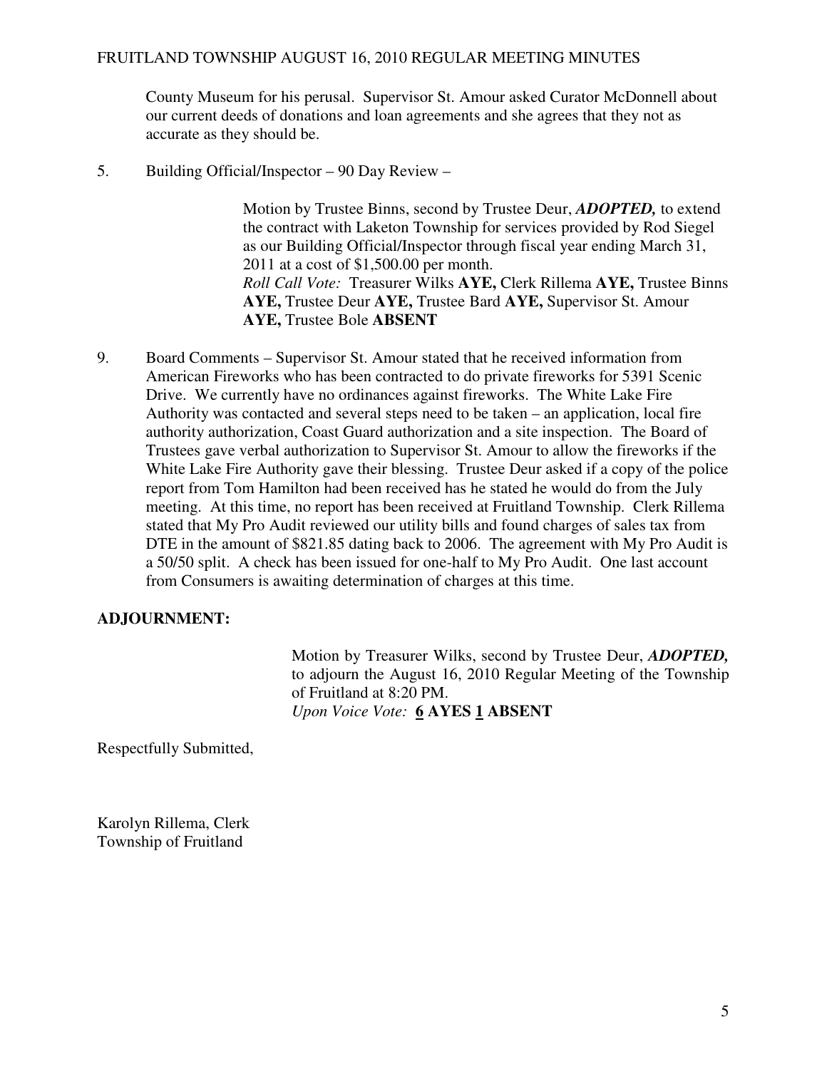County Museum for his perusal. Supervisor St. Amour asked Curator McDonnell about our current deeds of donations and loan agreements and she agrees that they not as accurate as they should be.

5. Building Official/Inspector – 90 Day Review –

> Motion by Trustee Binns, second by Trustee Deur, ***ADOPTED,*** to extend the contract with Laketon Township for services provided by Rod Siegel as our Building Official/Inspector through fiscal year ending March 31, 2011 at a cost of $1,500.00 per month.
> *Roll Call Vote:* Treasurer Wilks **AYE,** Clerk Rillema **AYE,** Trustee Binns **AYE,** Trustee Deur **AYE,** Trustee Bard **AYE,** Supervisor St. Amour **AYE,** Trustee Bole **ABSENT**

9. Board Comments – Supervisor St. Amour stated that he received information from American Fireworks who has been contracted to do private fireworks for 5391 Scenic Drive. We currently have no ordinances against fireworks. The White Lake Fire Authority was contacted and several steps need to be taken – an application, local fire authority authorization, Coast Guard authorization and a site inspection. The Board of Trustees gave verbal authorization to Supervisor St. Amour to allow the fireworks if the White Lake Fire Authority gave their blessing. Trustee Deur asked if a copy of the police report from Tom Hamilton had been received has he stated he would do from the July meeting. At this time, no report has been received at Fruitland Township. Clerk Rillema stated that My Pro Audit reviewed our utility bills and found charges of sales tax from DTE in the amount of $821.85 dating back to 2006. The agreement with My Pro Audit is a 50/50 split. A check has been issued for one-half to My Pro Audit. One last account from Consumers is awaiting determination of charges at this time.

## ADJOURNMENT:

> Motion by Treasurer Wilks, second by Trustee Deur, ***ADOPTED,*** to adjourn the August 16, 2010 Regular Meeting of the Township of Fruitland at 8:20 PM.
> *Upon Voice Vote:* **6 AYES 1 ABSENT**

Respectfully Submitted,

Karolyn Rillema, Clerk
Township of Fruitland